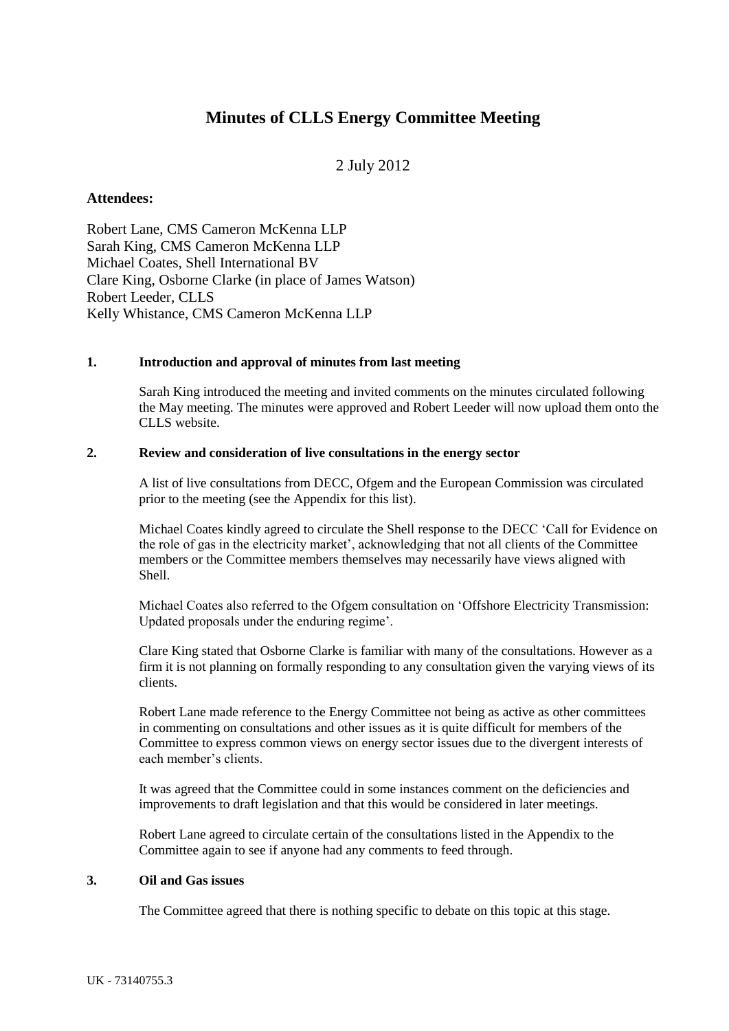# Minutes of CLLS Energy Committee Meeting

2 July 2012

**Attendees:**

Robert Lane, CMS Cameron McKenna LLP
Sarah King, CMS Cameron McKenna LLP
Michael Coates, Shell International BV
Clare King, Osborne Clarke (in place of James Watson)
Robert Leeder, CLLS
Kelly Whistance, CMS Cameron McKenna LLP

**1. Introduction and approval of minutes from last meeting**

Sarah King introduced the meeting and invited comments on the minutes circulated following the May meeting. The minutes were approved and Robert Leeder will now upload them onto the CLLS website.

**2. Review and consideration of live consultations in the energy sector**

A list of live consultations from DECC, Ofgem and the European Commission was circulated prior to the meeting (see the Appendix for this list).

Michael Coates kindly agreed to circulate the Shell response to the DECC 'Call for Evidence on the role of gas in the electricity market', acknowledging that not all clients of the Committee members or the Committee members themselves may necessarily have views aligned with Shell.

Michael Coates also referred to the Ofgem consultation on 'Offshore Electricity Transmission: Updated proposals under the enduring regime'.

Clare King stated that Osborne Clarke is familiar with many of the consultations. However as a firm it is not planning on formally responding to any consultation given the varying views of its clients.

Robert Lane made reference to the Energy Committee not being as active as other committees in commenting on consultations and other issues as it is quite difficult for members of the Committee to express common views on energy sector issues due to the divergent interests of each member's clients.

It was agreed that the Committee could in some instances comment on the deficiencies and improvements to draft legislation and that this would be considered in later meetings.

Robert Lane agreed to circulate certain of the consultations listed in the Appendix to the Committee again to see if anyone had any comments to feed through.

**3. Oil and Gas issues**

The Committee agreed that there is nothing specific to debate on this topic at this stage.

UK - 73140755.3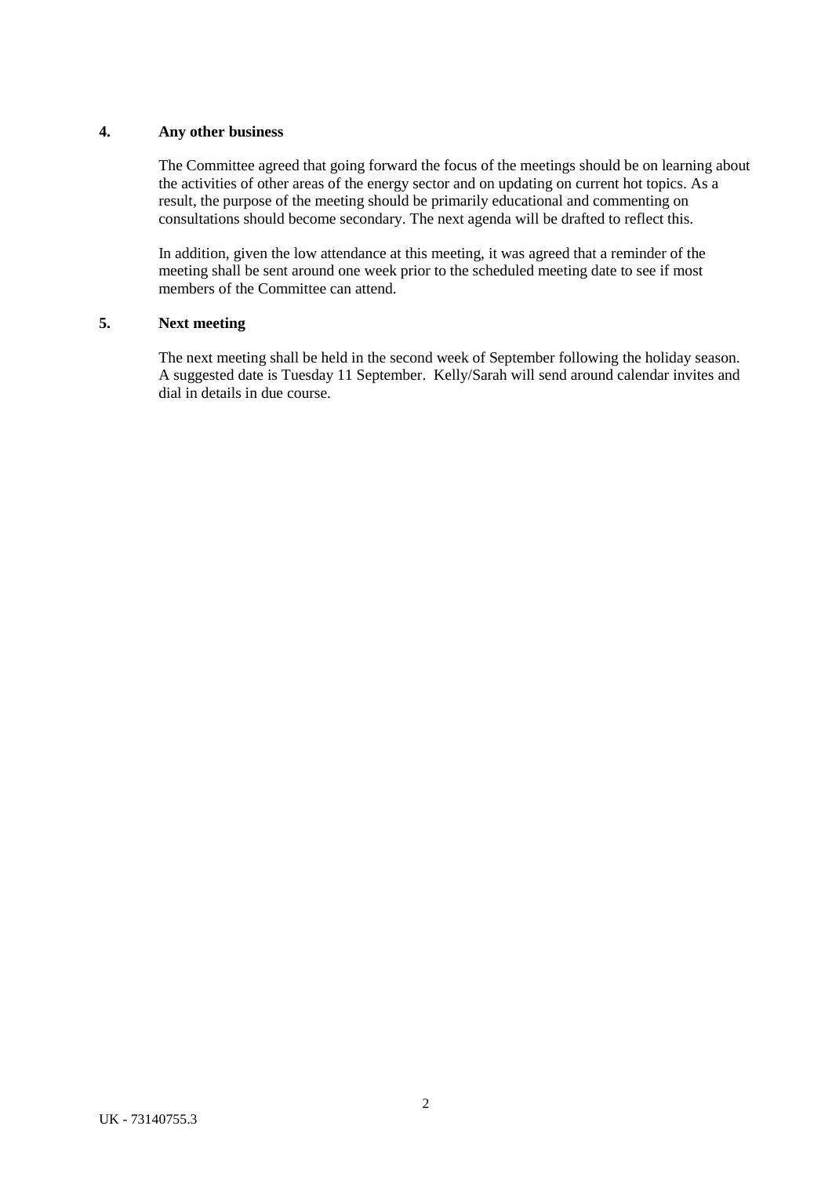## 4. Any other business

The Committee agreed that going forward the focus of the meetings should be on learning about the activities of other areas of the energy sector and on updating on current hot topics. As a result, the purpose of the meeting should be primarily educational and commenting on consultations should become secondary. The next agenda will be drafted to reflect this.

In addition, given the low attendance at this meeting, it was agreed that a reminder of the meeting shall be sent around one week prior to the scheduled meeting date to see if most members of the Committee can attend.

## 5. Next meeting

The next meeting shall be held in the second week of September following the holiday season. A suggested date is Tuesday 11 September. Kelly/Sarah will send around calendar invites and dial in details in due course.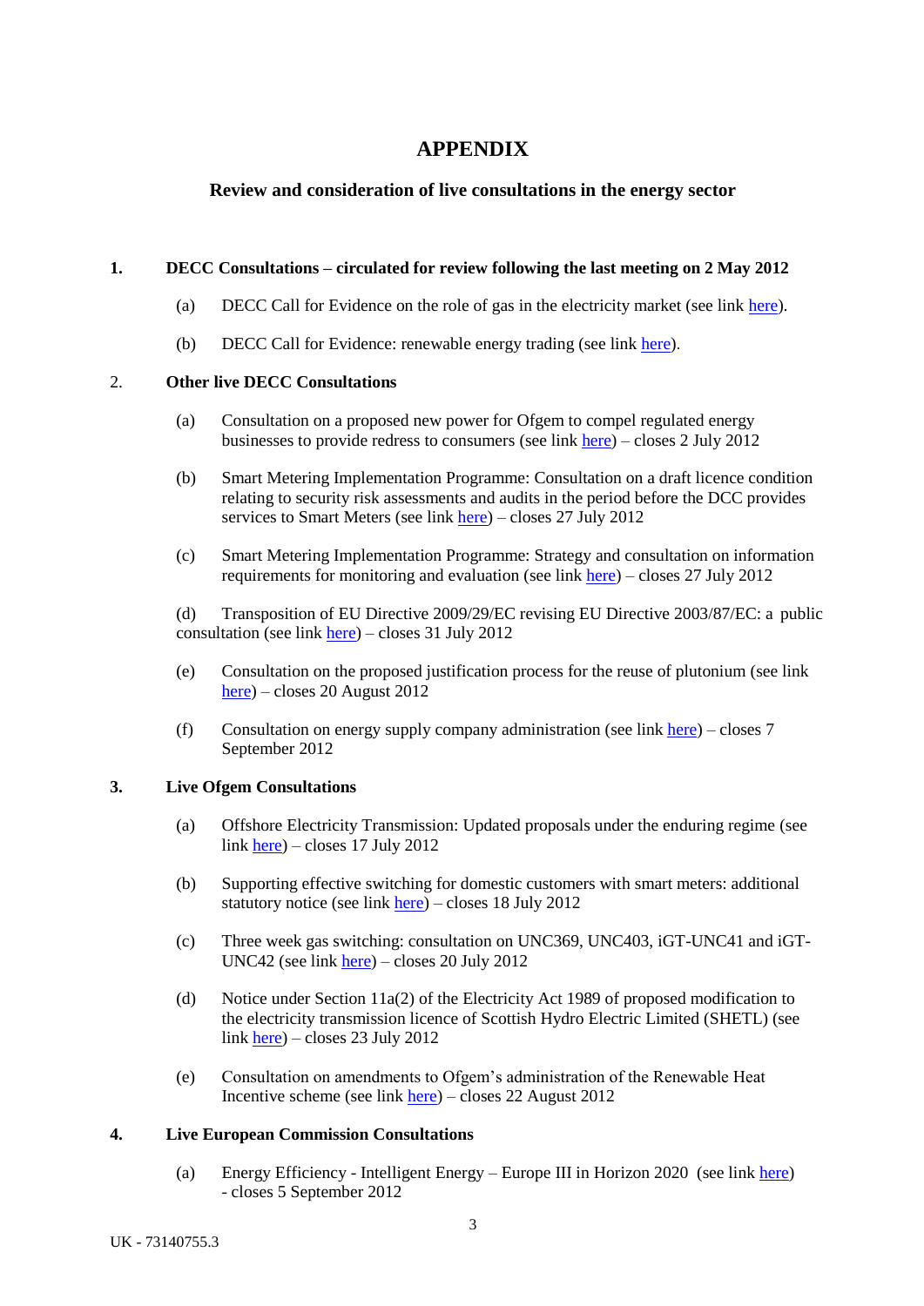# APPENDIX

## Review and consideration of live consultations in the energy sector

**1. DECC Consultations – circulated for review following the last meeting on 2 May 2012**

(a) DECC Call for Evidence on the role of gas in the electricity market (see link here).

(b) DECC Call for Evidence: renewable energy trading (see link here).

**2. Other live DECC Consultations**

(a) Consultation on a proposed new power for Ofgem to compel regulated energy businesses to provide redress to consumers (see link here) – closes 2 July 2012

(b) Smart Metering Implementation Programme: Consultation on a draft licence condition relating to security risk assessments and audits in the period before the DCC provides services to Smart Meters (see link here) – closes 27 July 2012

(c) Smart Metering Implementation Programme: Strategy and consultation on information requirements for monitoring and evaluation (see link here) – closes 27 July 2012

(d) Transposition of EU Directive 2009/29/EC revising EU Directive 2003/87/EC: a public consultation (see link here) – closes 31 July 2012

(e) Consultation on the proposed justification process for the reuse of plutonium (see link here) – closes 20 August 2012

(f) Consultation on energy supply company administration (see link here) – closes 7 September 2012

**3. Live Ofgem Consultations**

(a) Offshore Electricity Transmission: Updated proposals under the enduring regime (see link here) – closes 17 July 2012

(b) Supporting effective switching for domestic customers with smart meters: additional statutory notice (see link here) – closes 18 July 2012

(c) Three week gas switching: consultation on UNC369, UNC403, iGT-UNC41 and iGT-UNC42 (see link here) – closes 20 July 2012

(d) Notice under Section 11a(2) of the Electricity Act 1989 of proposed modification to the electricity transmission licence of Scottish Hydro Electric Limited (SHETL) (see link here) – closes 23 July 2012

(e) Consultation on amendments to Ofgem's administration of the Renewable Heat Incentive scheme (see link here) – closes 22 August 2012

**4. Live European Commission Consultations**

(a) Energy Efficiency - Intelligent Energy – Europe III in Horizon 2020 (see link here) - closes 5 September 2012

UK - 73140755.3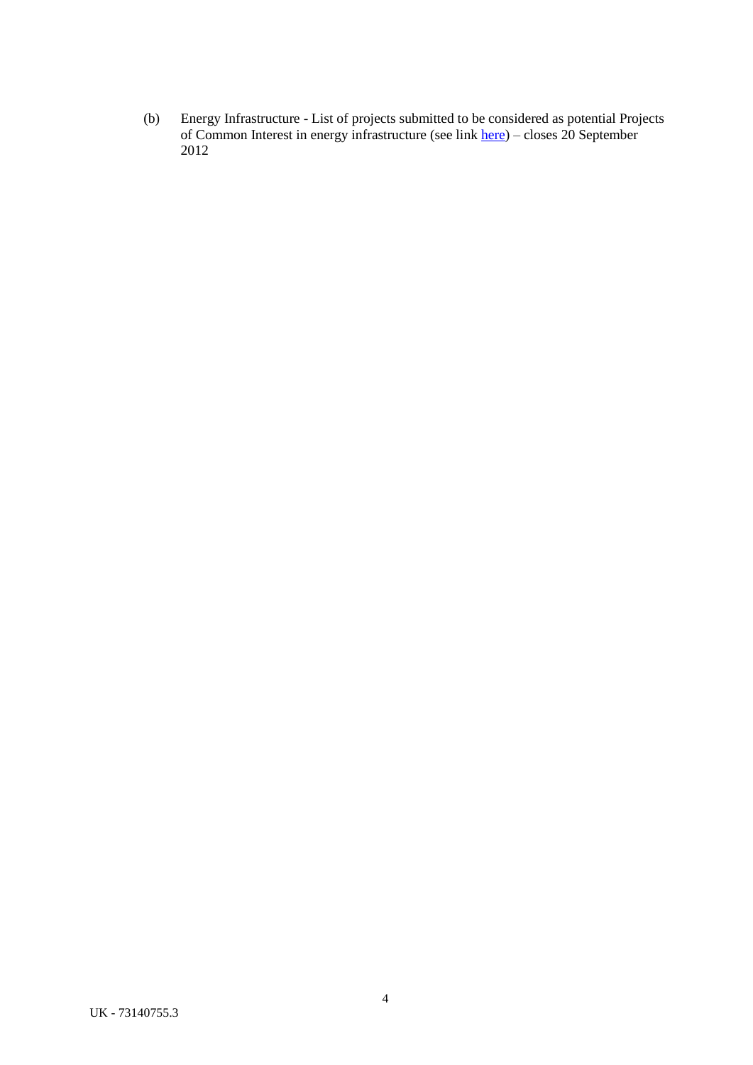(b) Energy Infrastructure - List of projects submitted to be considered as potential Projects of Common Interest in energy infrastructure (see link here) – closes 20 September 2012